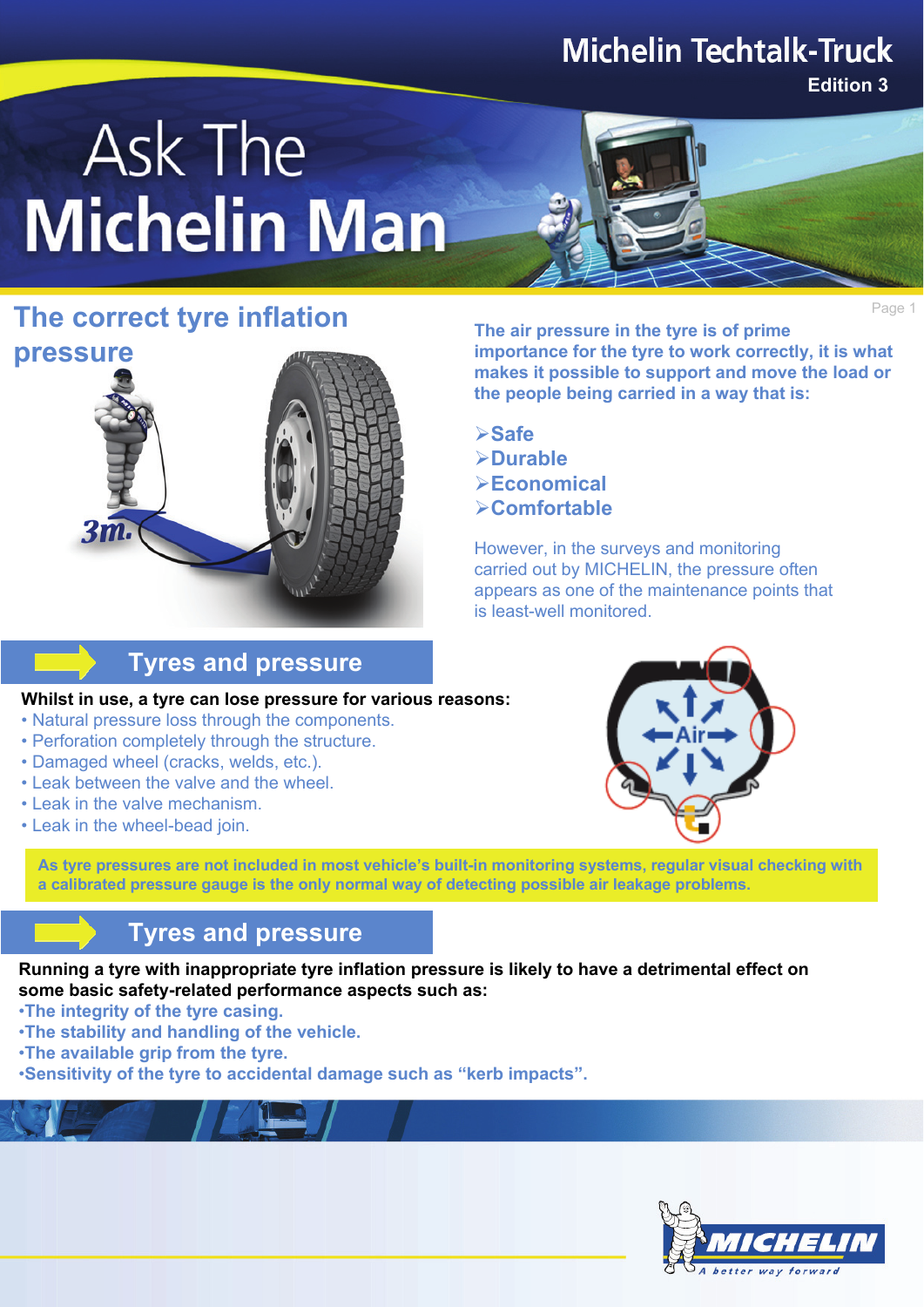Michelin Techtalk-Truck

Edition 3

# Ask The Michelin Man

## The correct tyre inflation pressure

**The air pressure in the tyre is of prime importance for the tyre to work correctly, it is what makes it possible to support and move the load or the people being carried in a way that is:**

- **Safe**
- **Durable**
- **Economical**
- **Comfortable**

However, in the surveys and monitoring carried out by MICHELIN, the pressure often appears as one of the maintenance points that is least-well monitored.

## Tyres and pressure

**Whilst in use, a tyre can lose pressure for various reasons:**

- Natural pressure loss through the components.
- Perforation completely through the structure.
- Damaged wheel (cracks, welds, etc.).
- Leak between the valve and the wheel.
- Leak in the valve mechanism.
- Leak in the wheel-bead join.

**As tyre pressures are not included in most vehicle's built-in monitoring systems, regular visual checking with a calibrated pressure gauge is the only normal way of detecting possible air leakage problems.**

## Tyres and pressure

**Running a tyre with inappropriate tyre inflation pressure is likely to have a detrimental effect on some basic safety-related performance aspects such as:**

- **The integrity of the tyre casing.**
- **The stability and handling of the vehicle.**
- **The available grip from the tyre.**
- **Sensitivity of the tyre to accidental damage such as "kerb impacts".**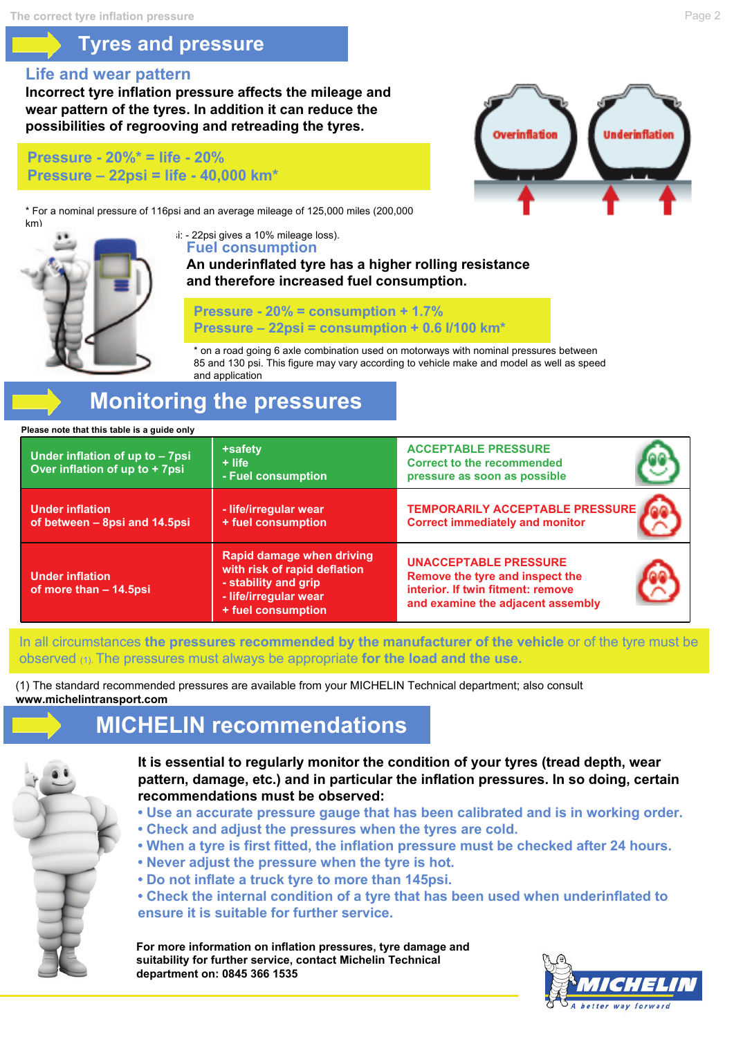# Tyres and pressure

## Life and wear pattern

**Incorrect tyre inflation pressure affects the mileage and wear pattern of the tyres. In addition it can reduce the possibilities of regrooving and retreading the tyres.**

**Pressure - 20%* = life - 20%**
**Pressure – 22psi = life - 40,000 km***

Overinflation

Underinflation

* For a nominal pressure of 116psi and an average mileage of 125,000 miles (200,000 km)

i: - 22psi gives a 10% mileage loss).

## Fuel consumption

**An underinflated tyre has a higher rolling resistance and therefore increased fuel consumption.**

**Pressure - 20% = consumption + 1.7%**
**Pressure – 22psi = consumption + 0.6 l/100 km***

* on a road going 6 axle combination used on motorways with nominal pressures between 85 and 130 psi. This figure may vary according to vehicle make and model as well as speed and application

# Monitoring the pressures

**Please note that this table is a guide only**

| | | |
|---|---|---|
| Under inflation of up to – 7psi<br>Over inflation of up to + 7psi | +safety<br>+ life<br>- Fuel consumption | ACCEPTABLE PRESSURE<br>Correct to the recommended pressure as soon as possible |
| Under inflation of between – 8psi and 14.5psi | - life/irregular wear<br>+ fuel consumption | TEMPORARILY ACCEPTABLE PRESSURE<br>Correct immediately and monitor |
| Under inflation of more than – 14.5psi | Rapid damage when driving with risk of rapid deflation<br>- stability and grip<br>- life/irregular wear<br>+ fuel consumption | UNACCEPTABLE PRESSURE<br>Remove the tyre and inspect the interior. If twin fitment: remove and examine the adjacent assembly |

In all circumstances **the pressures recommended by the manufacturer of the vehicle** or of the tyre must be observed (1). The pressures must always be appropriate **for the load and the use.**

(1) The standard recommended pressures are available from your MICHELIN Technical department; also consult **www.michelintransport.com**

# MICHELIN recommendations

**It is essential to regularly monitor the condition of your tyres (tread depth, wear pattern, damage, etc.) and in particular the inflation pressures. In so doing, certain recommendations must be observed:**

- **Use an accurate pressure gauge that has been calibrated and is in working order.**
- **Check and adjust the pressures when the tyres are cold.**
- **When a tyre is first fitted, the inflation pressure must be checked after 24 hours.**
- **Never adjust the pressure when the tyre is hot.**
- **Do not inflate a truck tyre to more than 145psi.**
- **Check the internal condition of a tyre that has been used when underinflated to ensure it is suitable for further service.**

**For more information on inflation pressures, tyre damage and suitability for further service, contact Michelin Technical department on: 0845 366 1535**

MICHELIN
A better way forward